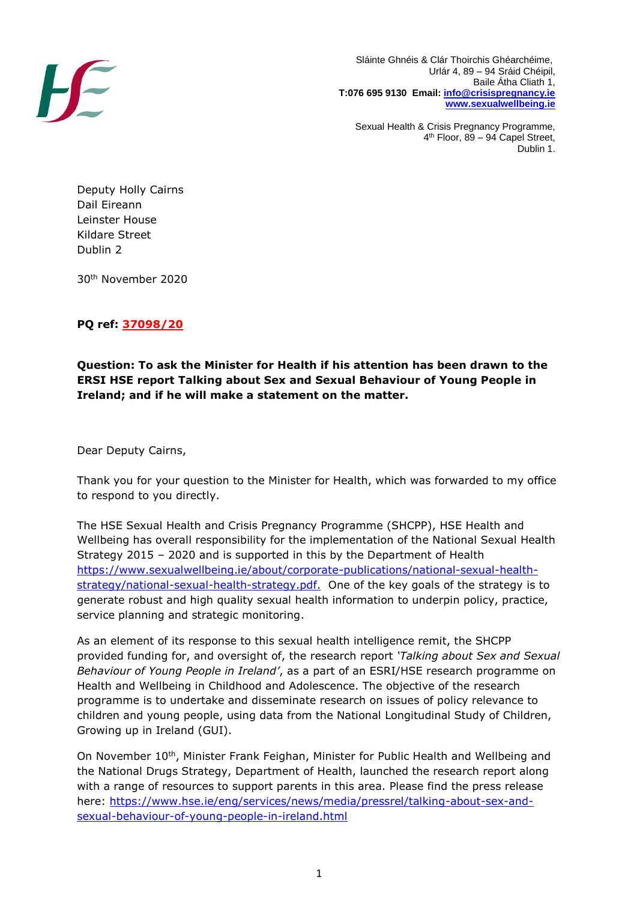Sláinte Ghnéis & Clár Thoirchis Ghéarchéime,
Urlár 4, 89 – 94 Sráid Chéipil,
Baile Átha Cliath 1,
**T:076 695 9130 Email: info@crisispregnancy.ie**
**www.sexualwellbeing.ie**

Sexual Health & Crisis Pregnancy Programme,
4th Floor, 89 – 94 Capel Street,
Dublin 1.

Deputy Holly Cairns
Dail Eireann
Leinster House
Kildare Street
Dublin 2

30th November 2020

**PQ ref: 37098/20**

**Question: To ask the Minister for Health if his attention has been drawn to the ERSI HSE report Talking about Sex and Sexual Behaviour of Young People in Ireland; and if he will make a statement on the matter.**

Dear Deputy Cairns,

Thank you for your question to the Minister for Health, which was forwarded to my office to respond to you directly.

The HSE Sexual Health and Crisis Pregnancy Programme (SHCPP), HSE Health and Wellbeing has overall responsibility for the implementation of the National Sexual Health Strategy 2015 – 2020 and is supported in this by the Department of Health https://www.sexualwellbeing.ie/about/corporate-publications/national-sexual-health-strategy/national-sexual-health-strategy.pdf. One of the key goals of the strategy is to generate robust and high quality sexual health information to underpin policy, practice, service planning and strategic monitoring.

As an element of its response to this sexual health intelligence remit, the SHCPP provided funding for, and oversight of, the research report *'Talking about Sex and Sexual Behaviour of Young People in Ireland'*, as a part of an ESRI/HSE research programme on Health and Wellbeing in Childhood and Adolescence. The objective of the research programme is to undertake and disseminate research on issues of policy relevance to children and young people, using data from the National Longitudinal Study of Children, Growing up in Ireland (GUI).

On November 10th, Minister Frank Feighan, Minister for Public Health and Wellbeing and the National Drugs Strategy, Department of Health, launched the research report along with a range of resources to support parents in this area. Please find the press release here: https://www.hse.ie/eng/services/news/media/pressrel/talking-about-sex-and-sexual-behaviour-of-young-people-in-ireland.html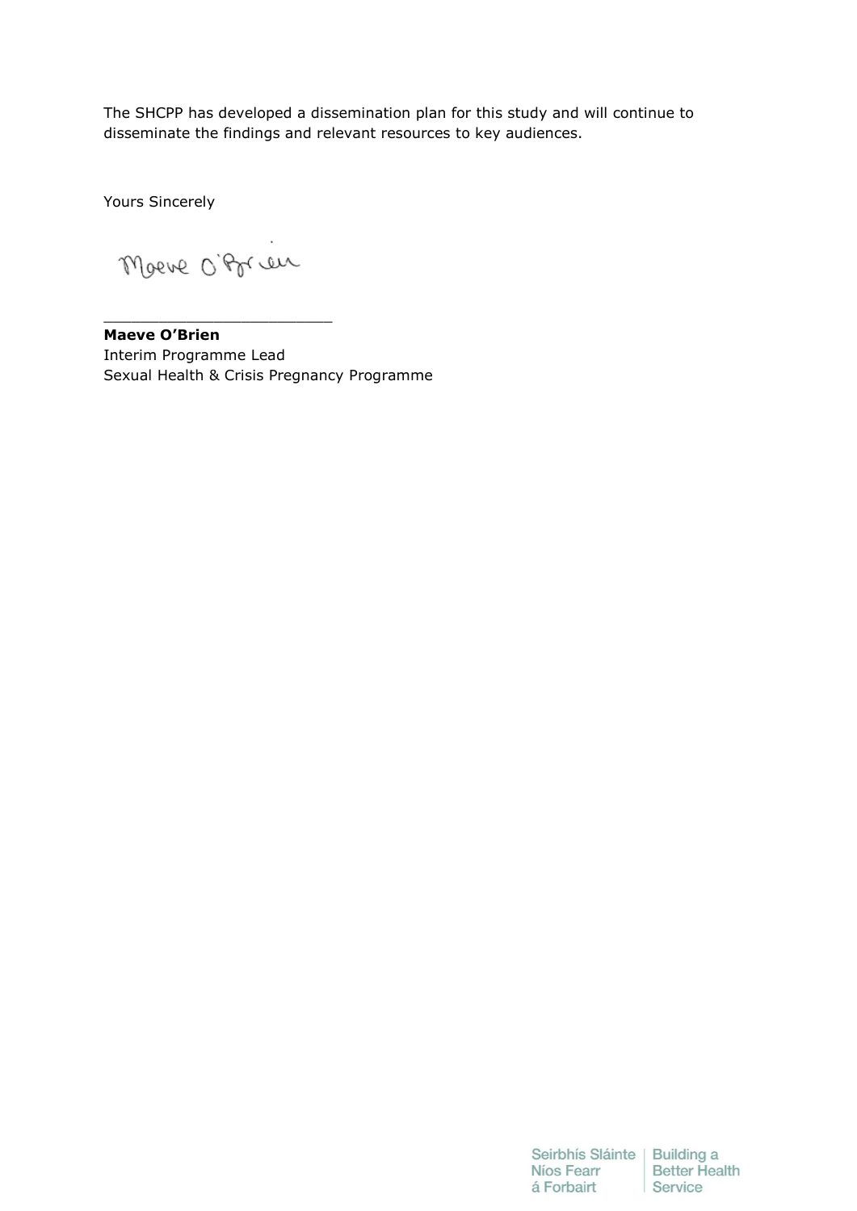The SHCPP has developed a dissemination plan for this study and will continue to disseminate the findings and relevant resources to key audiences.

Yours Sincerely

_________________________

**Maeve O'Brien**
Interim Programme Lead
Sexual Health & Crisis Pregnancy Programme